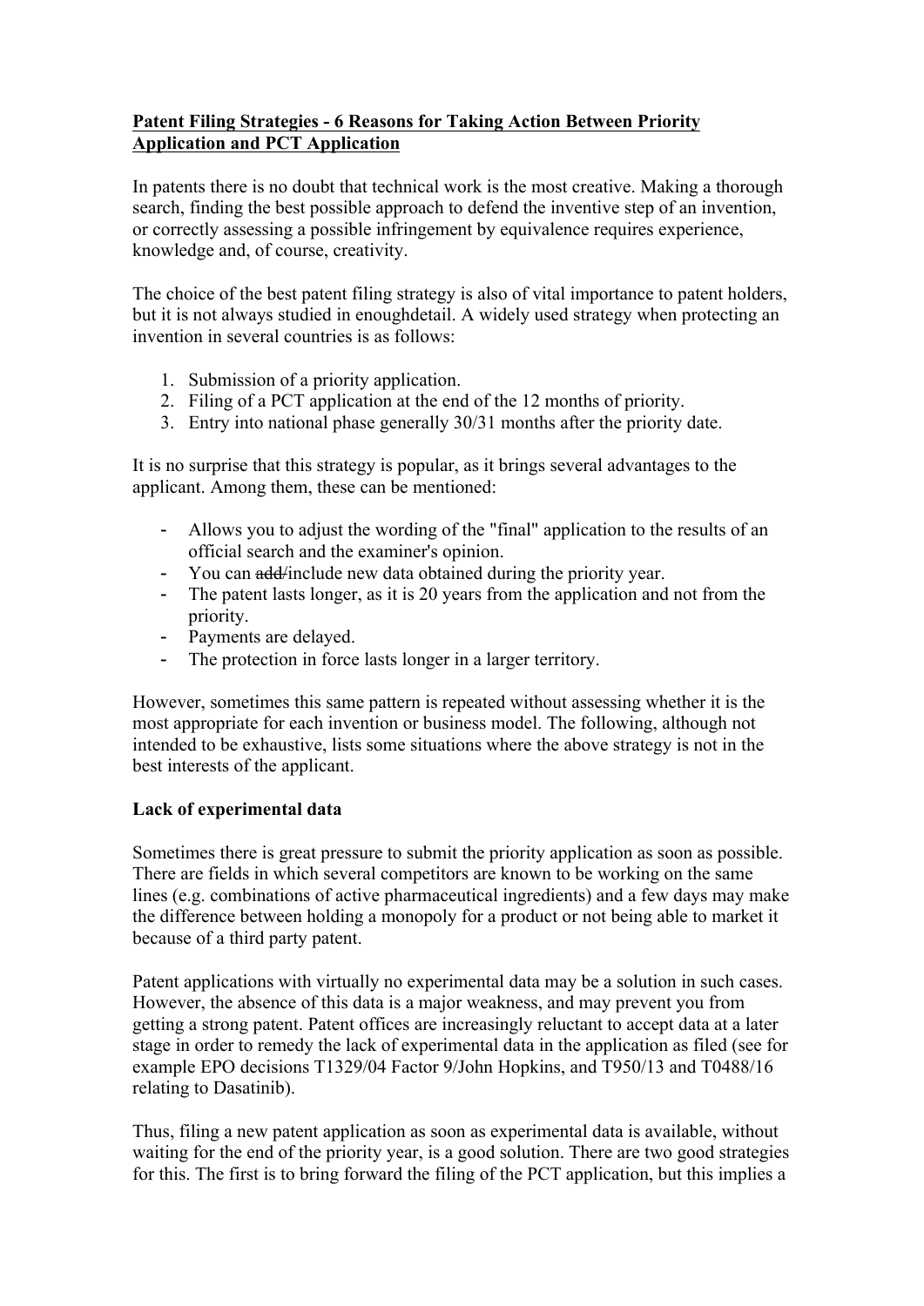**Patent Filing Strategies - 6 Reasons for Taking Action Between Priority Application and PCT Application**

In patents there is no doubt that technical work is the most creative. Making a thorough search, finding the best possible approach to defend the inventive step of an invention, or correctly assessing a possible infringement by equivalence requires experience, knowledge and, of course, creativity.

The choice of the best patent filing strategy is also of vital importance to patent holders, but it is not always studied in enoughdetail. A widely used strategy when protecting an invention in several countries is as follows:

1. Submission of a priority application.
2. Filing of a PCT application at the end of the 12 months of priority.
3. Entry into national phase generally 30/31 months after the priority date.

It is no surprise that this strategy is popular, as it brings several advantages to the applicant. Among them, these can be mentioned:

- Allows you to adjust the wording of the "final" application to the results of an official search and the examiner's opinion.
- You can ~~add/~~include new data obtained during the priority year.
- The patent lasts longer, as it is 20 years from the application and not from the priority.
- Payments are delayed.
- The protection in force lasts longer in a larger territory.

However, sometimes this same pattern is repeated without assessing whether it is the most appropriate for each invention or business model. The following, although not intended to be exhaustive, lists some situations where the above strategy is not in the best interests of the applicant.

**Lack of experimental data**

Sometimes there is great pressure to submit the priority application as soon as possible. There are fields in which several competitors are known to be working on the same lines (e.g. combinations of active pharmaceutical ingredients) and a few days may make the difference between holding a monopoly for a product or not being able to market it because of a third party patent.

Patent applications with virtually no experimental data may be a solution in such cases. However, the absence of this data is a major weakness, and may prevent you from getting a strong patent. Patent offices are increasingly reluctant to accept data at a later stage in order to remedy the lack of experimental data in the application as filed (see for example EPO decisions T1329/04 Factor 9/John Hopkins, and T950/13 and T0488/16 relating to Dasatinib).

Thus, filing a new patent application as soon as experimental data is available, without waiting for the end of the priority year, is a good solution. There are two good strategies for this. The first is to bring forward the filing of the PCT application, but this implies a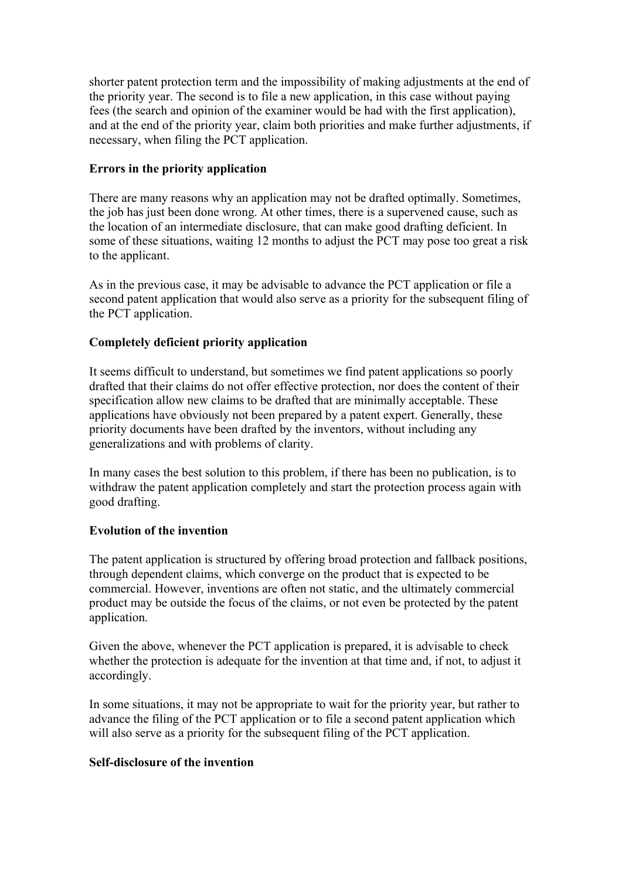shorter patent protection term and the impossibility of making adjustments at the end of the priority year. The second is to file a new application, in this case without paying fees (the search and opinion of the examiner would be had with the first application), and at the end of the priority year, claim both priorities and make further adjustments, if necessary, when filing the PCT application.

**Errors in the priority application**

There are many reasons why an application may not be drafted optimally. Sometimes, the job has just been done wrong. At other times, there is a supervened cause, such as the location of an intermediate disclosure, that can make good drafting deficient. In some of these situations, waiting 12 months to adjust the PCT may pose too great a risk to the applicant.

As in the previous case, it may be advisable to advance the PCT application or file a second patent application that would also serve as a priority for the subsequent filing of the PCT application.

**Completely deficient priority application**

It seems difficult to understand, but sometimes we find patent applications so poorly drafted that their claims do not offer effective protection, nor does the content of their specification allow new claims to be drafted that are minimally acceptable. These applications have obviously not been prepared by a patent expert. Generally, these priority documents have been drafted by the inventors, without including any generalizations and with problems of clarity.

In many cases the best solution to this problem, if there has been no publication, is to withdraw the patent application completely and start the protection process again with good drafting.

**Evolution of the invention**

The patent application is structured by offering broad protection and fallback positions, through dependent claims, which converge on the product that is expected to be commercial. However, inventions are often not static, and the ultimately commercial product may be outside the focus of the claims, or not even be protected by the patent application.

Given the above, whenever the PCT application is prepared, it is advisable to check whether the protection is adequate for the invention at that time and, if not, to adjust it accordingly.

In some situations, it may not be appropriate to wait for the priority year, but rather to advance the filing of the PCT application or to file a second patent application which will also serve as a priority for the subsequent filing of the PCT application.

**Self-disclosure of the invention**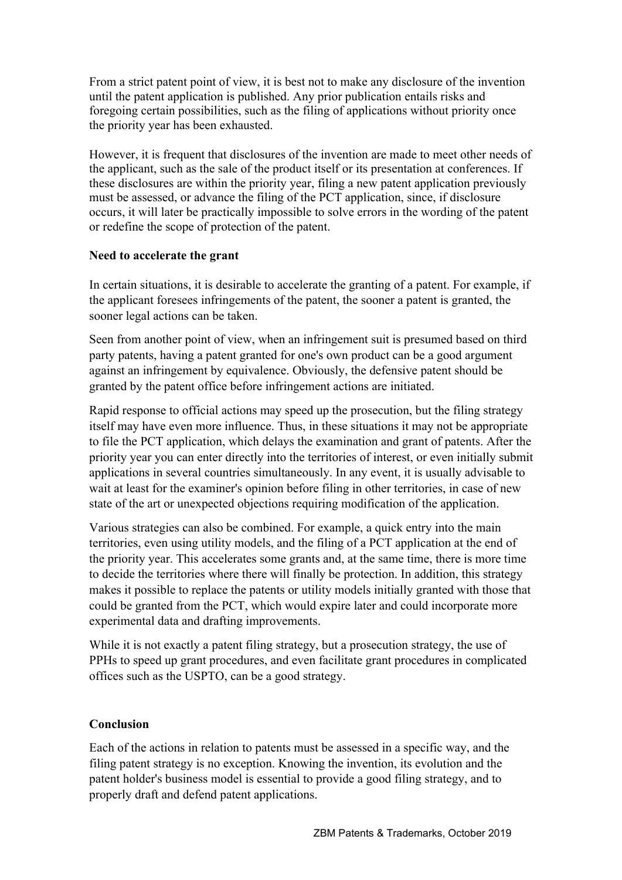From a strict patent point of view, it is best not to make any disclosure of the invention until the patent application is published. Any prior publication entails risks and foregoing certain possibilities, such as the filing of applications without priority once the priority year has been exhausted.

However, it is frequent that disclosures of the invention are made to meet other needs of the applicant, such as the sale of the product itself or its presentation at conferences. If these disclosures are within the priority year, filing a new patent application previously must be assessed, or advance the filing of the PCT application, since, if disclosure occurs, it will later be practically impossible to solve errors in the wording of the patent or redefine the scope of protection of the patent.

**Need to accelerate the grant**

In certain situations, it is desirable to accelerate the granting of a patent. For example, if the applicant foresees infringements of the patent, the sooner a patent is granted, the sooner legal actions can be taken.

Seen from another point of view, when an infringement suit is presumed based on third party patents, having a patent granted for one's own product can be a good argument against an infringement by equivalence. Obviously, the defensive patent should be granted by the patent office before infringement actions are initiated.

Rapid response to official actions may speed up the prosecution, but the filing strategy itself may have even more influence. Thus, in these situations it may not be appropriate to file the PCT application, which delays the examination and grant of patents. After the priority year you can enter directly into the territories of interest, or even initially submit applications in several countries simultaneously. In any event, it is usually advisable to wait at least for the examiner's opinion before filing in other territories, in case of new state of the art or unexpected objections requiring modification of the application.

Various strategies can also be combined. For example, a quick entry into the main territories, even using utility models, and the filing of a PCT application at the end of the priority year. This accelerates some grants and, at the same time, there is more time to decide the territories where there will finally be protection. In addition, this strategy makes it possible to replace the patents or utility models initially granted with those that could be granted from the PCT, which would expire later and could incorporate more experimental data and drafting improvements.

While it is not exactly a patent filing strategy, but a prosecution strategy, the use of PPHs to speed up grant procedures, and even facilitate grant procedures in complicated offices such as the USPTO, can be a good strategy.

**Conclusion**

Each of the actions in relation to patents must be assessed in a specific way, and the filing patent strategy is no exception. Knowing the invention, its evolution and the patent holder's business model is essential to provide a good filing strategy, and to properly draft and defend patent applications.

ZBM Patents & Trademarks, October 2019